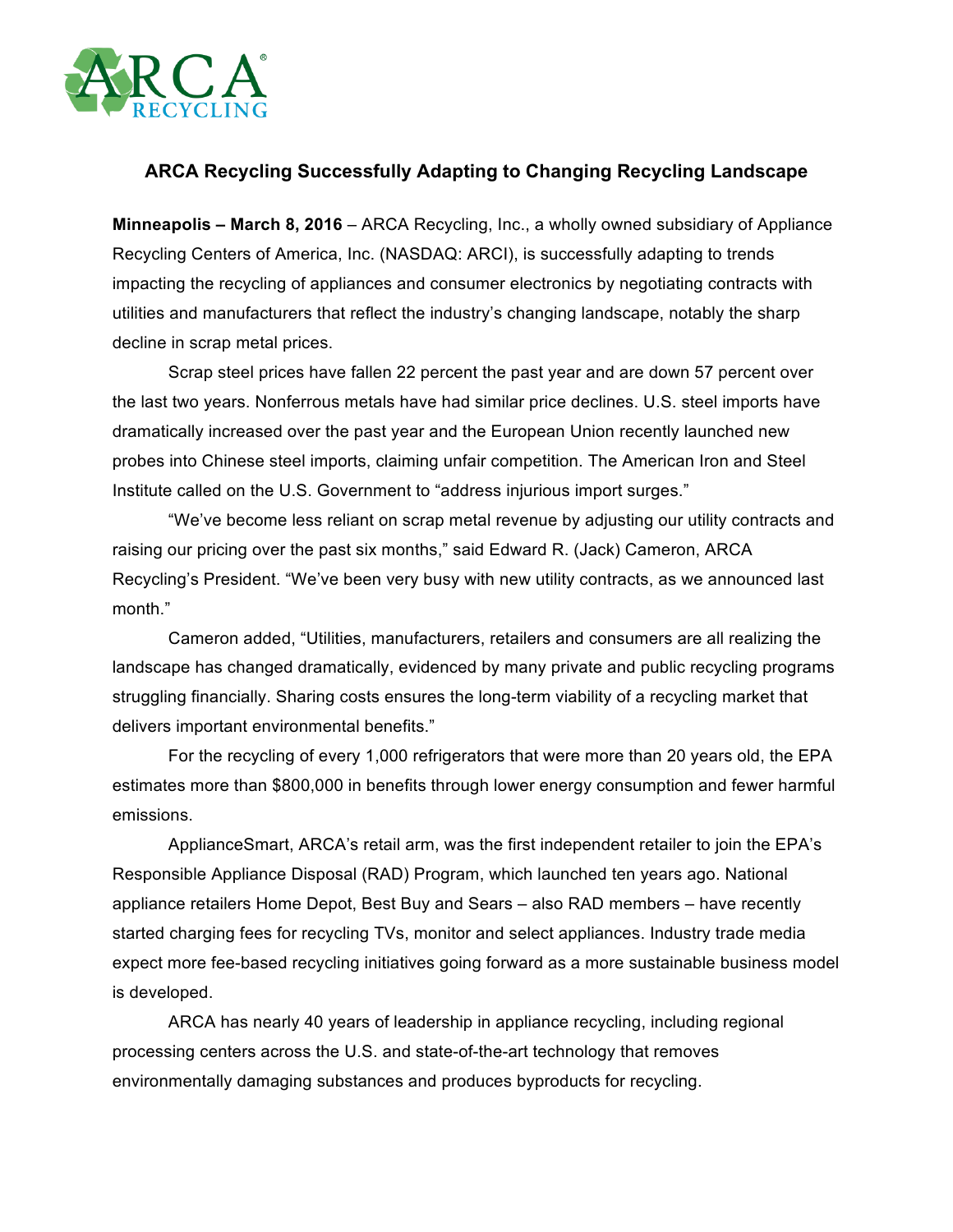# ARCA Recycling Successfully Adapting to Changing Recycling Landscape

**Minneapolis – March 8, 2016** – ARCA Recycling, Inc., a wholly owned subsidiary of Appliance Recycling Centers of America, Inc. (NASDAQ: ARCI), is successfully adapting to trends impacting the recycling of appliances and consumer electronics by negotiating contracts with utilities and manufacturers that reflect the industry's changing landscape, notably the sharp decline in scrap metal prices.

Scrap steel prices have fallen 22 percent the past year and are down 57 percent over the last two years. Nonferrous metals have had similar price declines. U.S. steel imports have dramatically increased over the past year and the European Union recently launched new probes into Chinese steel imports, claiming unfair competition. The American Iron and Steel Institute called on the U.S. Government to "address injurious import surges."

"We've become less reliant on scrap metal revenue by adjusting our utility contracts and raising our pricing over the past six months," said Edward R. (Jack) Cameron, ARCA Recycling's President. "We've been very busy with new utility contracts, as we announced last month."

Cameron added, "Utilities, manufacturers, retailers and consumers are all realizing the landscape has changed dramatically, evidenced by many private and public recycling programs struggling financially. Sharing costs ensures the long-term viability of a recycling market that delivers important environmental benefits."

For the recycling of every 1,000 refrigerators that were more than 20 years old, the EPA estimates more than $800,000 in benefits through lower energy consumption and fewer harmful emissions.

ApplianceSmart, ARCA's retail arm, was the first independent retailer to join the EPA's Responsible Appliance Disposal (RAD) Program, which launched ten years ago. National appliance retailers Home Depot, Best Buy and Sears – also RAD members – have recently started charging fees for recycling TVs, monitor and select appliances. Industry trade media expect more fee-based recycling initiatives going forward as a more sustainable business model is developed.

ARCA has nearly 40 years of leadership in appliance recycling, including regional processing centers across the U.S. and state-of-the-art technology that removes environmentally damaging substances and produces byproducts for recycling.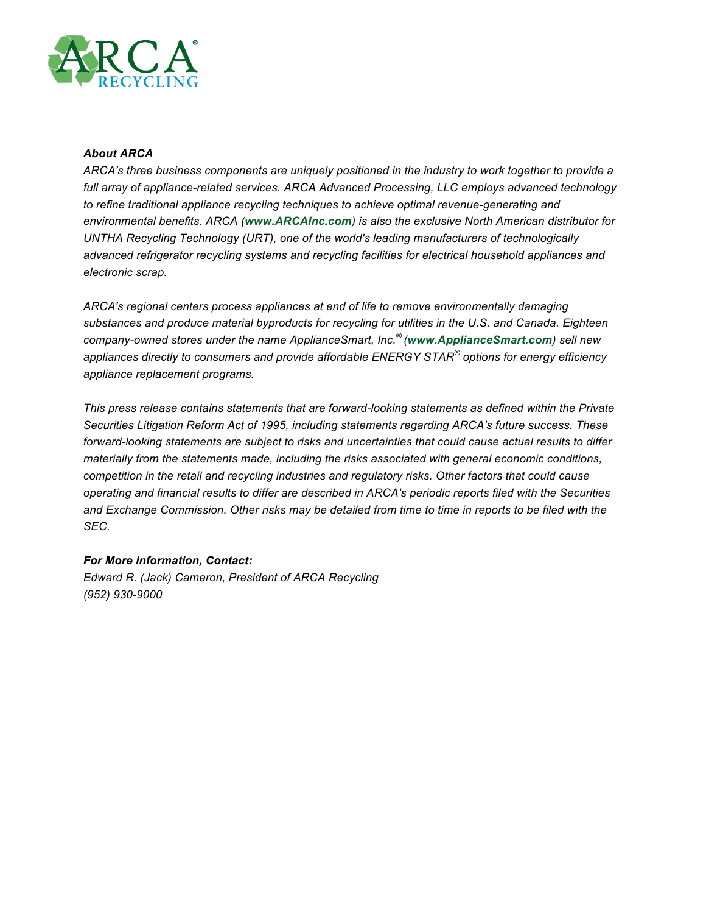***About ARCA***

*ARCA's three business components are uniquely positioned in the industry to work together to provide a full array of appliance-related services. ARCA Advanced Processing, LLC employs advanced technology to refine traditional appliance recycling techniques to achieve optimal revenue-generating and environmental benefits. ARCA (**www.ARCAInc.com**) is also the exclusive North American distributor for UNTHA Recycling Technology (URT), one of the world's leading manufacturers of technologically advanced refrigerator recycling systems and recycling facilities for electrical household appliances and electronic scrap.*

*ARCA's regional centers process appliances at end of life to remove environmentally damaging substances and produce material byproducts for recycling for utilities in the U.S. and Canada. Eighteen company-owned stores under the name ApplianceSmart, Inc.® (**www.ApplianceSmart.com**) sell new appliances directly to consumers and provide affordable ENERGY STAR® options for energy efficiency appliance replacement programs.*

*This press release contains statements that are forward-looking statements as defined within the Private Securities Litigation Reform Act of 1995, including statements regarding ARCA's future success. These forward-looking statements are subject to risks and uncertainties that could cause actual results to differ materially from the statements made, including the risks associated with general economic conditions, competition in the retail and recycling industries and regulatory risks. Other factors that could cause operating and financial results to differ are described in ARCA's periodic reports filed with the Securities and Exchange Commission. Other risks may be detailed from time to time in reports to be filed with the SEC.*

***For More Information, Contact:***

*Edward R. (Jack) Cameron, President of ARCA Recycling*
*(952) 930-9000*